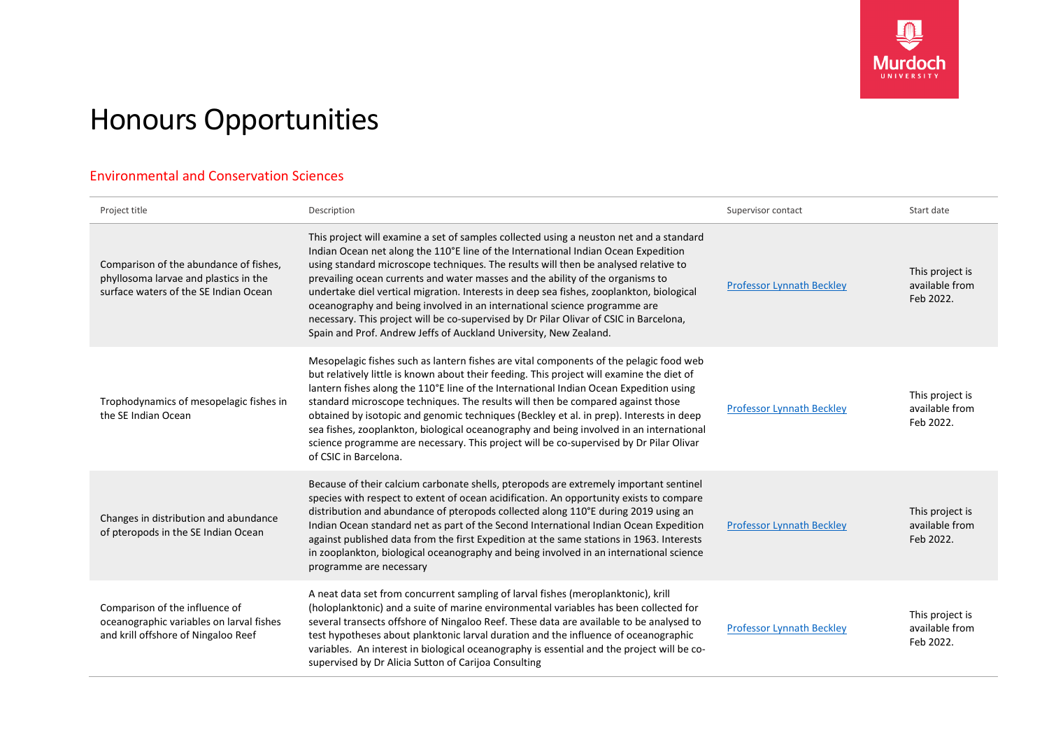# Honours Opportunities

## Environmental and Conservation Sciences

| Project title | Description | Supervisor contact | Start date |
|---|---|---|---|
| Comparison of the abundance of fishes, phyllosoma larvae and plastics in the surface waters of the SE Indian Ocean | This project will examine a set of samples collected using a neuston net and a standard Indian Ocean net along the 110°E line of the International Indian Ocean Expedition using standard microscope techniques. The results will then be analysed relative to prevailing ocean currents and water masses and the ability of the organisms to undertake diel vertical migration. Interests in deep sea fishes, zooplankton, biological oceanography and being involved in an international science programme are necessary. This project will be co-supervised by Dr Pilar Olivar of CSIC in Barcelona, Spain and Prof. Andrew Jeffs of Auckland University, New Zealand. | Professor Lynnath Beckley | This project is available from Feb 2022. |
| Trophodynamics of mesopelagic fishes in the SE Indian Ocean | Mesopelagic fishes such as lantern fishes are vital components of the pelagic food web but relatively little is known about their feeding. This project will examine the diet of lantern fishes along the 110°E line of the International Indian Ocean Expedition using standard microscope techniques. The results will then be compared against those obtained by isotopic and genomic techniques (Beckley et al. in prep). Interests in deep sea fishes, zooplankton, biological oceanography and being involved in an international science programme are necessary. This project will be co-supervised by Dr Pilar Olivar of CSIC in Barcelona. | Professor Lynnath Beckley | This project is available from Feb 2022. |
| Changes in distribution and abundance of pteropods in the SE Indian Ocean | Because of their calcium carbonate shells, pteropods are extremely important sentinel species with respect to extent of ocean acidification. An opportunity exists to compare distribution and abundance of pteropods collected along 110°E during 2019 using an Indian Ocean standard net as part of the Second International Indian Ocean Expedition against published data from the first Expedition at the same stations in 1963. Interests in zooplankton, biological oceanography and being involved in an international science programme are necessary | Professor Lynnath Beckley | This project is available from Feb 2022. |
| Comparison of the influence of oceanographic variables on larval fishes and krill offshore of Ningaloo Reef | A neat data set from concurrent sampling of larval fishes (meroplanktonic), krill (holoplanktonic) and a suite of marine environmental variables has been collected for several transects offshore of Ningaloo Reef. These data are available to be analysed to test hypotheses about planktonic larval duration and the influence of oceanographic variables. An interest in biological oceanography is essential and the project will be co-supervised by Dr Alicia Sutton of Carijoa Consulting | Professor Lynnath Beckley | This project is available from Feb 2022. |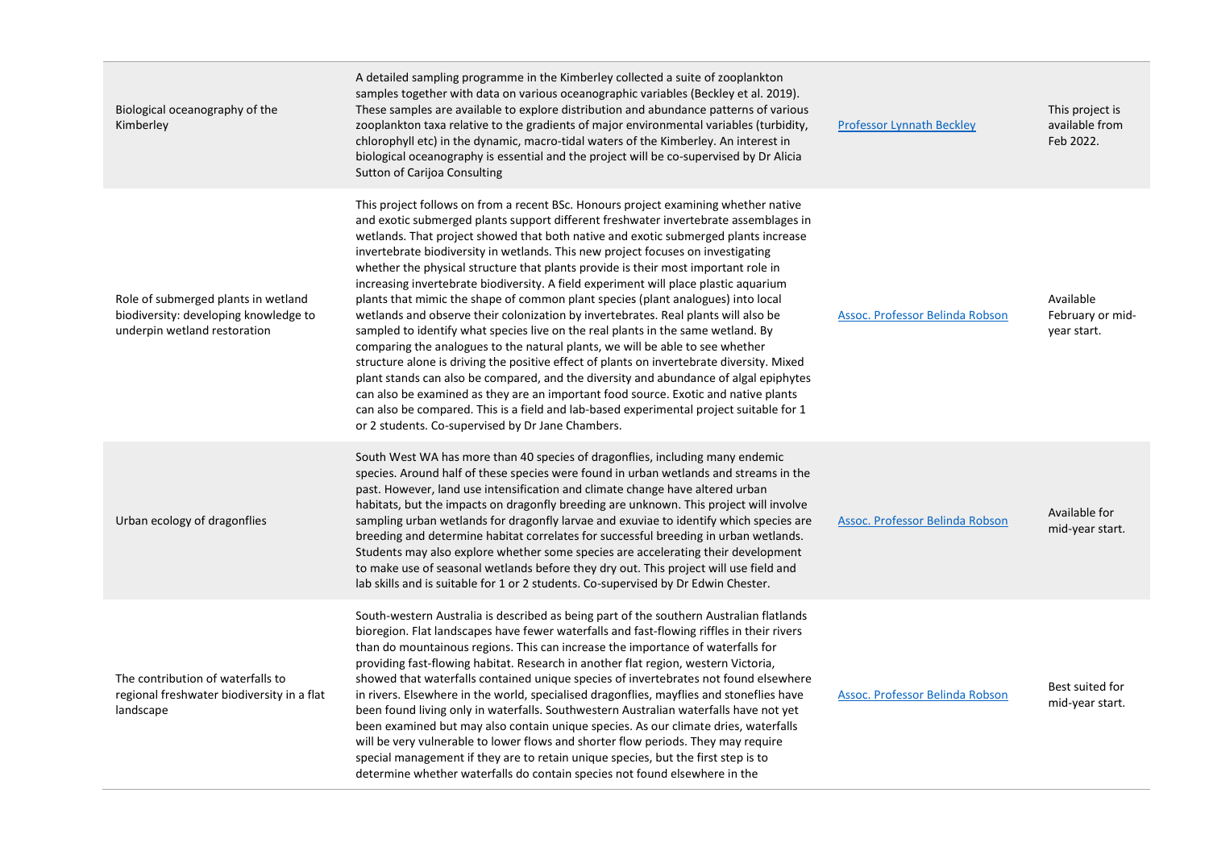| | | | |
|---|---|---|---|
| Biological oceanography of the Kimberley | A detailed sampling programme in the Kimberley collected a suite of zooplankton samples together with data on various oceanographic variables (Beckley et al. 2019). These samples are available to explore distribution and abundance patterns of various zooplankton taxa relative to the gradients of major environmental variables (turbidity, chlorophyll etc) in the dynamic, macro-tidal waters of the Kimberley. An interest in biological oceanography is essential and the project will be co-supervised by Dr Alicia Sutton of Carijoa Consulting | Professor Lynnath Beckley | This project is available from Feb 2022. |
| Role of submerged plants in wetland biodiversity: developing knowledge to underpin wetland restoration | This project follows on from a recent BSc. Honours project examining whether native and exotic submerged plants support different freshwater invertebrate assemblages in wetlands. That project showed that both native and exotic submerged plants increase invertebrate biodiversity in wetlands. This new project focuses on investigating whether the physical structure that plants provide is their most important role in increasing invertebrate biodiversity. A field experiment will place plastic aquarium plants that mimic the shape of common plant species (plant analogues) into local wetlands and observe their colonization by invertebrates. Real plants will also be sampled to identify what species live on the real plants in the same wetland. By comparing the analogues to the natural plants, we will be able to see whether structure alone is driving the positive effect of plants on invertebrate diversity. Mixed plant stands can also be compared, and the diversity and abundance of algal epiphytes can also be examined as they are an important food source. Exotic and native plants can also be compared. This is a field and lab-based experimental project suitable for 1 or 2 students. Co-supervised by Dr Jane Chambers. | Assoc. Professor Belinda Robson | Available February or mid-year start. |
| Urban ecology of dragonflies | South West WA has more than 40 species of dragonflies, including many endemic species. Around half of these species were found in urban wetlands and streams in the past. However, land use intensification and climate change have altered urban habitats, but the impacts on dragonfly breeding are unknown. This project will involve sampling urban wetlands for dragonfly larvae and exuviae to identify which species are breeding and determine habitat correlates for successful breeding in urban wetlands. Students may also explore whether some species are accelerating their development to make use of seasonal wetlands before they dry out. This project will use field and lab skills and is suitable for 1 or 2 students. Co-supervised by Dr Edwin Chester. | Assoc. Professor Belinda Robson | Available for mid-year start. |
| The contribution of waterfalls to regional freshwater biodiversity in a flat landscape | South-western Australia is described as being part of the southern Australian flatlands bioregion. Flat landscapes have fewer waterfalls and fast-flowing riffles in their rivers than do mountainous regions. This can increase the importance of waterfalls for providing fast-flowing habitat. Research in another flat region, western Victoria, showed that waterfalls contained unique species of invertebrates not found elsewhere in rivers. Elsewhere in the world, specialised dragonflies, mayflies and stoneflies have been found living only in waterfalls. Southwestern Australian waterfalls have not yet been examined but may also contain unique species. As our climate dries, waterfalls will be very vulnerable to lower flows and shorter flow periods. They may require special management if they are to retain unique species, but the first step is to determine whether waterfalls do contain species not found elsewhere in the | Assoc. Professor Belinda Robson | Best suited for mid-year start. |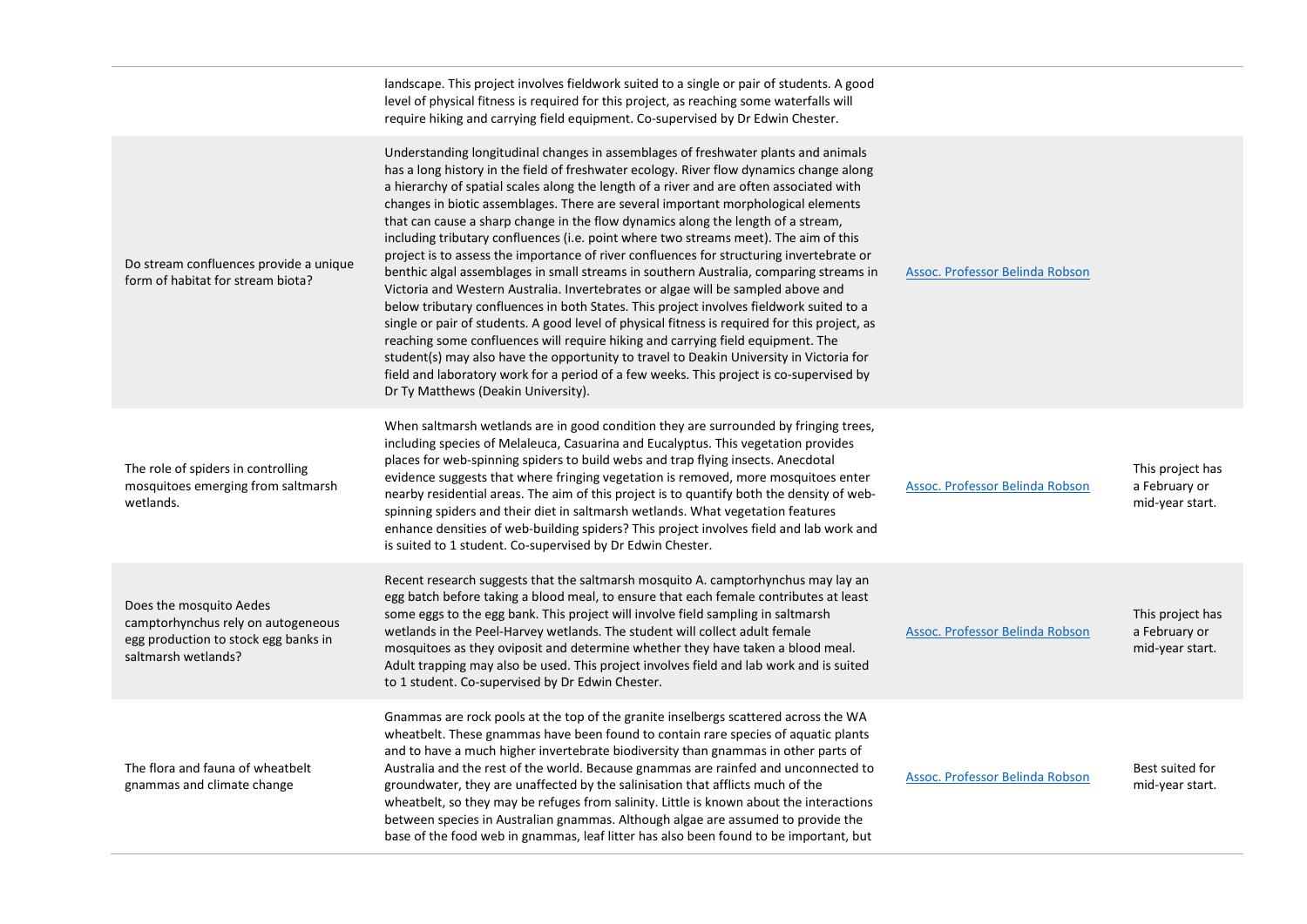| | | | |
|---|---|---|---|
| | landscape. This project involves fieldwork suited to a single or pair of students. A good level of physical fitness is required for this project, as reaching some waterfalls will require hiking and carrying field equipment. Co-supervised by Dr Edwin Chester. | | |
| Do stream confluences provide a unique form of habitat for stream biota? | Understanding longitudinal changes in assemblages of freshwater plants and animals has a long history in the field of freshwater ecology. River flow dynamics change along a hierarchy of spatial scales along the length of a river and are often associated with changes in biotic assemblages. There are several important morphological elements that can cause a sharp change in the flow dynamics along the length of a stream, including tributary confluences (i.e. point where two streams meet). The aim of this project is to assess the importance of river confluences for structuring invertebrate or benthic algal assemblages in small streams in southern Australia, comparing streams in Victoria and Western Australia. Invertebrates or algae will be sampled above and below tributary confluences in both States. This project involves fieldwork suited to a single or pair of students. A good level of physical fitness is required for this project, as reaching some confluences will require hiking and carrying field equipment. The student(s) may also have the opportunity to travel to Deakin University in Victoria for field and laboratory work for a period of a few weeks. This project is co-supervised by Dr Ty Matthews (Deakin University). | Assoc. Professor Belinda Robson | |
| The role of spiders in controlling mosquitoes emerging from saltmarsh wetlands. | When saltmarsh wetlands are in good condition they are surrounded by fringing trees, including species of Melaleuca, Casuarina and Eucalyptus. This vegetation provides places for web-spinning spiders to build webs and trap flying insects. Anecdotal evidence suggests that where fringing vegetation is removed, more mosquitoes enter nearby residential areas. The aim of this project is to quantify both the density of web-spinning spiders and their diet in saltmarsh wetlands. What vegetation features enhance densities of web-building spiders? This project involves field and lab work and is suited to 1 student. Co-supervised by Dr Edwin Chester. | Assoc. Professor Belinda Robson | This project has a February or mid-year start. |
| Does the mosquito Aedes camptorhynchus rely on autogeneous egg production to stock egg banks in saltmarsh wetlands? | Recent research suggests that the saltmarsh mosquito A. camptorhynchus may lay an egg batch before taking a blood meal, to ensure that each female contributes at least some eggs to the egg bank. This project will involve field sampling in saltmarsh wetlands in the Peel-Harvey wetlands. The student will collect adult female mosquitoes as they oviposit and determine whether they have taken a blood meal. Adult trapping may also be used. This project involves field and lab work and is suited to 1 student. Co-supervised by Dr Edwin Chester. | Assoc. Professor Belinda Robson | This project has a February or mid-year start. |
| The flora and fauna of wheatbelt gnammas and climate change | Gnammas are rock pools at the top of the granite inselbergs scattered across the WA wheatbelt. These gnammas have been found to contain rare species of aquatic plants and to have a much higher invertebrate biodiversity than gnammas in other parts of Australia and the rest of the world. Because gnammas are rainfed and unconnected to groundwater, they are unaffected by the salinisation that afflicts much of the wheatbelt, so they may be refuges from salinity. Little is known about the interactions between species in Australian gnammas. Although algae are assumed to provide the base of the food web in gnammas, leaf litter has also been found to be important, but | Assoc. Professor Belinda Robson | Best suited for mid-year start. |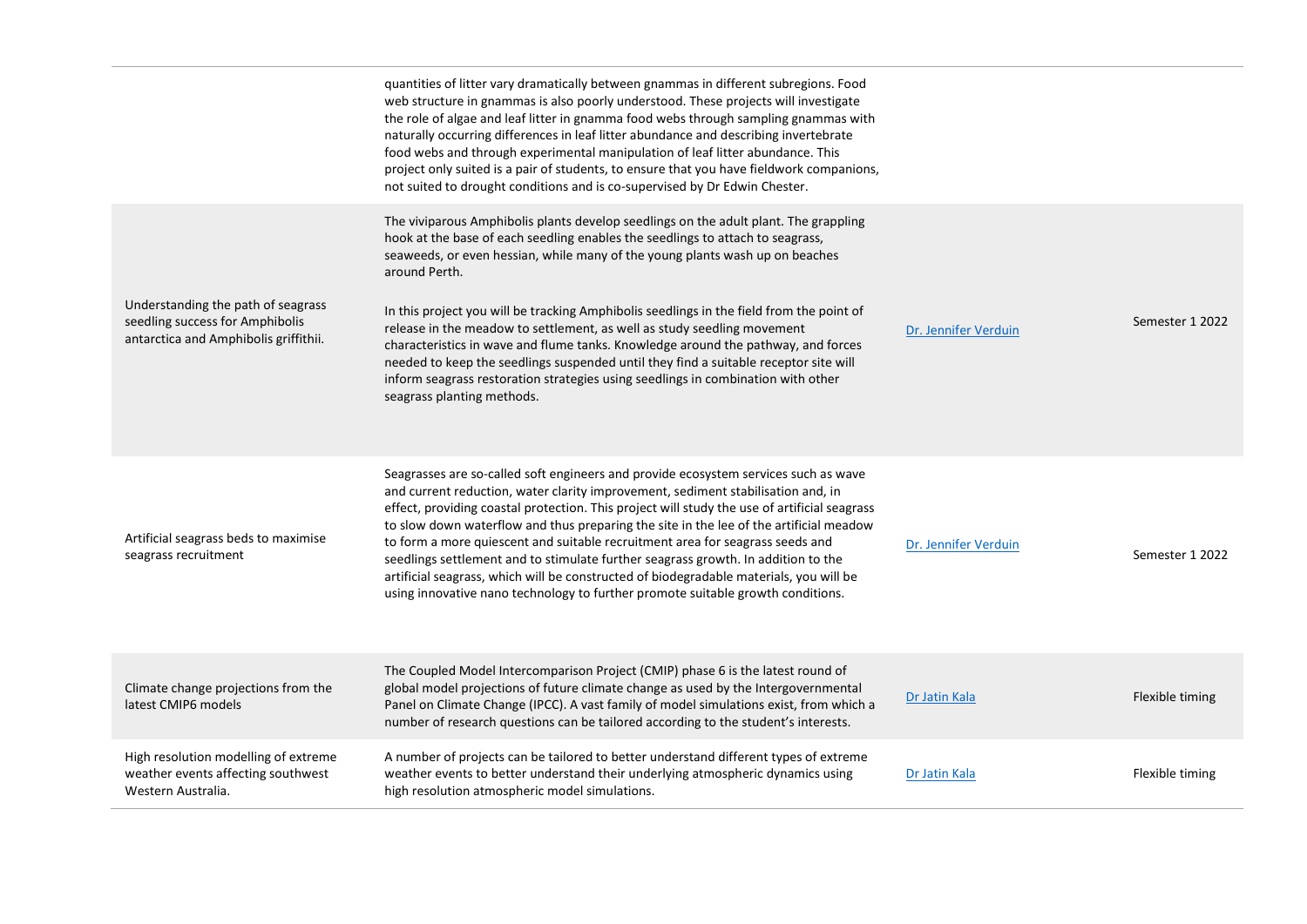| | | | |
|---|---|---|---|
| | quantities of litter vary dramatically between gnammas in different subregions. Food web structure in gnammas is also poorly understood. These projects will investigate the role of algae and leaf litter in gnamma food webs through sampling gnammas with naturally occurring differences in leaf litter abundance and describing invertebrate food webs and through experimental manipulation of leaf litter abundance. This project only suited is a pair of students, to ensure that you have fieldwork companions, not suited to drought conditions and is co-supervised by Dr Edwin Chester. | | |
| Understanding the path of seagrass seedling success for Amphibolis antarctica and Amphibolis griffithii. | The viviparous Amphibolis plants develop seedlings on the adult plant. The grappling hook at the base of each seedling enables the seedlings to attach to seagrass, seaweeds, or even hessian, while many of the young plants wash up on beaches around Perth.<br><br>In this project you will be tracking Amphibolis seedlings in the field from the point of release in the meadow to settlement, as well as study seedling movement characteristics in wave and flume tanks. Knowledge around the pathway, and forces needed to keep the seedlings suspended until they find a suitable receptor site will inform seagrass restoration strategies using seedlings in combination with other seagrass planting methods. | Dr. Jennifer Verduin | Semester 1 2022 |
| Artificial seagrass beds to maximise seagrass recruitment | Seagrasses are so-called soft engineers and provide ecosystem services such as wave and current reduction, water clarity improvement, sediment stabilisation and, in effect, providing coastal protection. This project will study the use of artificial seagrass to slow down waterflow and thus preparing the site in the lee of the artificial meadow to form a more quiescent and suitable recruitment area for seagrass seeds and seedlings settlement and to stimulate further seagrass growth. In addition to the artificial seagrass, which will be constructed of biodegradable materials, you will be using innovative nano technology to further promote suitable growth conditions. | Dr. Jennifer Verduin | Semester 1 2022 |
| Climate change projections from the latest CMIP6 models | The Coupled Model Intercomparison Project (CMIP) phase 6 is the latest round of global model projections of future climate change as used by the Intergovernmental Panel on Climate Change (IPCC). A vast family of model simulations exist, from which a number of research questions can be tailored according to the student's interests. | Dr Jatin Kala | Flexible timing |
| High resolution modelling of extreme weather events affecting southwest Western Australia. | A number of projects can be tailored to better understand different types of extreme weather events to better understand their underlying atmospheric dynamics using high resolution atmospheric model simulations. | Dr Jatin Kala | Flexible timing |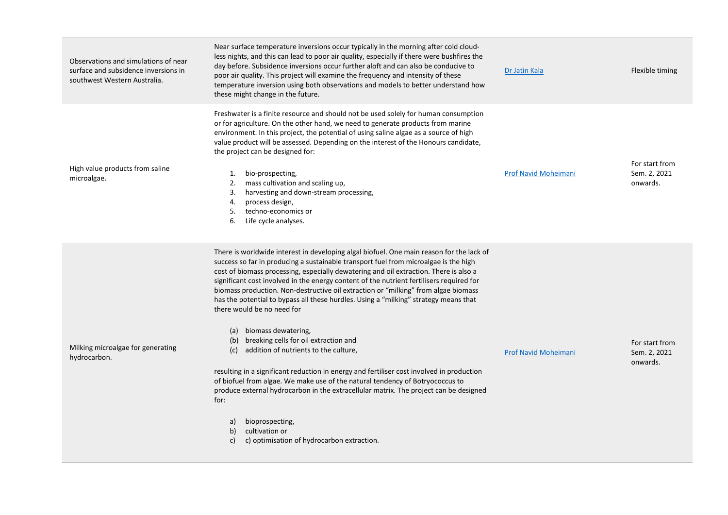| | | | |
|---|---|---|---|
| Observations and simulations of near surface and subsidence inversions in southwest Western Australia. | Near surface temperature inversions occur typically in the morning after cold cloud-less nights, and this can lead to poor air quality, especially if there were bushfires the day before. Subsidence inversions occur further aloft and can also be conducive to poor air quality. This project will examine the frequency and intensity of these temperature inversion using both observations and models to better understand how these might change in the future. | Dr Jatin Kala | Flexible timing |
| High value products from saline microalgae. | Freshwater is a finite resource and should not be used solely for human consumption or for agriculture. On the other hand, we need to generate products from marine environment. In this project, the potential of using saline algae as a source of high value product will be assessed. Depending on the interest of the Honours candidate, the project can be designed for:<br><br>1. bio-prospecting,<br>2. mass cultivation and scaling up,<br>3. harvesting and down-stream processing,<br>4. process design,<br>5. techno-economics or<br>6. Life cycle analyses. | Prof Navid Moheimani | For start from Sem. 2, 2021 onwards. |
| Milking microalgae for generating hydrocarbon. | There is worldwide interest in developing algal biofuel. One main reason for the lack of success so far in producing a sustainable transport fuel from microalgae is the high cost of biomass processing, especially dewatering and oil extraction. There is also a significant cost involved in the energy content of the nutrient fertilisers required for biomass production. Non-destructive oil extraction or "milking" from algae biomass has the potential to bypass all these hurdles. Using a "milking" strategy means that there would be no need for<br><br>(a) biomass dewatering,<br>(b) breaking cells for oil extraction and<br>(c) addition of nutrients to the culture,<br><br>resulting in a significant reduction in energy and fertiliser cost involved in production of biofuel from algae. We make use of the natural tendency of Botryococcus to produce external hydrocarbon in the extracellular matrix. The project can be designed for:<br><br>a) bioprospecting,<br>b) cultivation or<br>c) c) optimisation of hydrocarbon extraction. | Prof Navid Moheimani | For start from Sem. 2, 2021 onwards. |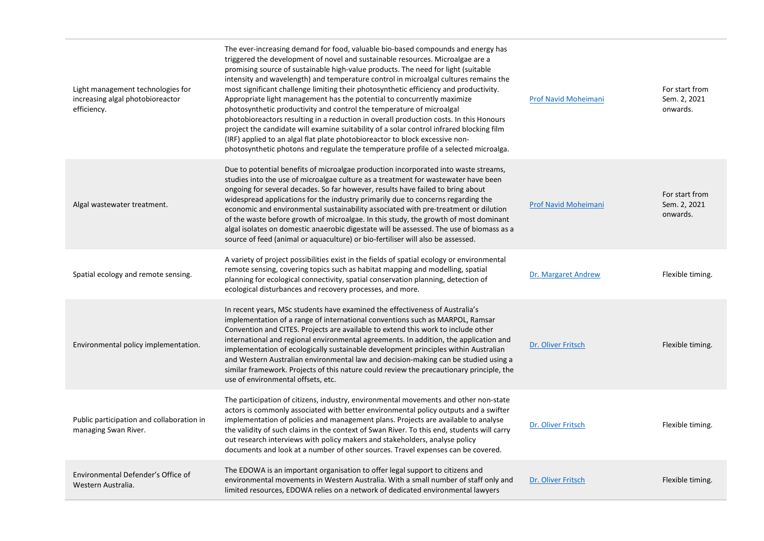| | | | |
|---|---|---|---|
| Light management technologies for increasing algal photobioreactor efficiency. | The ever-increasing demand for food, valuable bio-based compounds and energy has triggered the development of novel and sustainable resources. Microalgae are a promising source of sustainable high-value products. The need for light (suitable intensity and wavelength) and temperature control in microalgal cultures remains the most significant challenge limiting their photosynthetic efficiency and productivity. Appropriate light management has the potential to concurrently maximize photosynthetic productivity and control the temperature of microalgal photobioreactors resulting in a reduction in overall production costs. In this Honours project the candidate will examine suitability of a solar control infrared blocking film (IRF) applied to an algal flat plate photobioreactor to block excessive non-photosynthetic photons and regulate the temperature profile of a selected microalga. | Prof Navid Moheimani | For start from Sem. 2, 2021 onwards. |
| Algal wastewater treatment. | Due to potential benefits of microalgae production incorporated into waste streams, studies into the use of microalgae culture as a treatment for wastewater have been ongoing for several decades. So far however, results have failed to bring about widespread applications for the industry primarily due to concerns regarding the economic and environmental sustainability associated with pre-treatment or dilution of the waste before growth of microalgae. In this study, the growth of most dominant algal isolates on domestic anaerobic digestate will be assessed. The use of biomass as a source of feed (animal or aquaculture) or bio-fertiliser will also be assessed. | Prof Navid Moheimani | For start from Sem. 2, 2021 onwards. |
| Spatial ecology and remote sensing. | A variety of project possibilities exist in the fields of spatial ecology or environmental remote sensing, covering topics such as habitat mapping and modelling, spatial planning for ecological connectivity, spatial conservation planning, detection of ecological disturbances and recovery processes, and more. | Dr. Margaret Andrew | Flexible timing. |
| Environmental policy implementation. | In recent years, MSc students have examined the effectiveness of Australia's implementation of a range of international conventions such as MARPOL, Ramsar Convention and CITES. Projects are available to extend this work to include other international and regional environmental agreements. In addition, the application and implementation of ecologically sustainable development principles within Australian and Western Australian environmental law and decision-making can be studied using a similar framework. Projects of this nature could review the precautionary principle, the use of environmental offsets, etc. | Dr. Oliver Fritsch | Flexible timing. |
| Public participation and collaboration in managing Swan River. | The participation of citizens, industry, environmental movements and other non-state actors is commonly associated with better environmental policy outputs and a swifter implementation of policies and management plans. Projects are available to analyse the validity of such claims in the context of Swan River. To this end, students will carry out research interviews with policy makers and stakeholders, analyse policy documents and look at a number of other sources. Travel expenses can be covered. | Dr. Oliver Fritsch | Flexible timing. |
| Environmental Defender's Office of Western Australia. | The EDOWA is an important organisation to offer legal support to citizens and environmental movements in Western Australia. With a small number of staff only and limited resources, EDOWA relies on a network of dedicated environmental lawyers | Dr. Oliver Fritsch | Flexible timing. |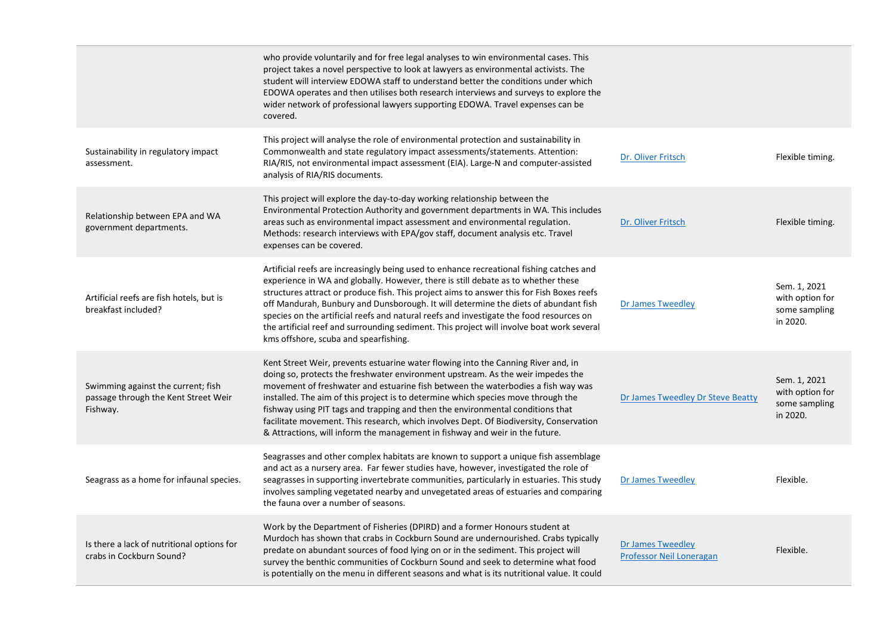| | | | |
|---|---|---|---|
| | who provide voluntarily and for free legal analyses to win environmental cases. This project takes a novel perspective to look at lawyers as environmental activists. The student will interview EDOWA staff to understand better the conditions under which EDOWA operates and then utilises both research interviews and surveys to explore the wider network of professional lawyers supporting EDOWA. Travel expenses can be covered. | | |
| Sustainability in regulatory impact assessment. | This project will analyse the role of environmental protection and sustainability in Commonwealth and state regulatory impact assessments/statements. Attention: RIA/RIS, not environmental impact assessment (EIA). Large-N and computer-assisted analysis of RIA/RIS documents. | Dr. Oliver Fritsch | Flexible timing. |
| Relationship between EPA and WA government departments. | This project will explore the day-to-day working relationship between the Environmental Protection Authority and government departments in WA. This includes areas such as environmental impact assessment and environmental regulation. Methods: research interviews with EPA/gov staff, document analysis etc. Travel expenses can be covered. | Dr. Oliver Fritsch | Flexible timing. |
| Artificial reefs are fish hotels, but is breakfast included? | Artificial reefs are increasingly being used to enhance recreational fishing catches and experience in WA and globally. However, there is still debate as to whether these structures attract or produce fish. This project aims to answer this for Fish Boxes reefs off Mandurah, Bunbury and Dunsborough. It will determine the diets of abundant fish species on the artificial reefs and natural reefs and investigate the food resources on the artificial reef and surrounding sediment. This project will involve boat work several kms offshore, scuba and spearfishing. | Dr James Tweedley | Sem. 1, 2021 with option for some sampling in 2020. |
| Swimming against the current; fish passage through the Kent Street Weir Fishway. | Kent Street Weir, prevents estuarine water flowing into the Canning River and, in doing so, protects the freshwater environment upstream. As the weir impedes the movement of freshwater and estuarine fish between the waterbodies a fish way was installed. The aim of this project is to determine which species move through the fishway using PIT tags and trapping and then the environmental conditions that facilitate movement. This research, which involves Dept. Of Biodiversity, Conservation & Attractions, will inform the management in fishway and weir in the future. | Dr James Tweedley Dr Steve Beatty | Sem. 1, 2021 with option for some sampling in 2020. |
| Seagrass as a home for infaunal species. | Seagrasses and other complex habitats are known to support a unique fish assemblage and act as a nursery area. Far fewer studies have, however, investigated the role of seagrasses in supporting invertebrate communities, particularly in estuaries. This study involves sampling vegetated nearby and unvegetated areas of estuaries and comparing the fauna over a number of seasons. | Dr James Tweedley | Flexible. |
| Is there a lack of nutritional options for crabs in Cockburn Sound? | Work by the Department of Fisheries (DPIRD) and a former Honours student at Murdoch has shown that crabs in Cockburn Sound are undernourished. Crabs typically predate on abundant sources of food lying on or in the sediment. This project will survey the benthic communities of Cockburn Sound and seek to determine what food is potentially on the menu in different seasons and what is its nutritional value. It could | Dr James Tweedley Professor Neil Loneragan | Flexible. |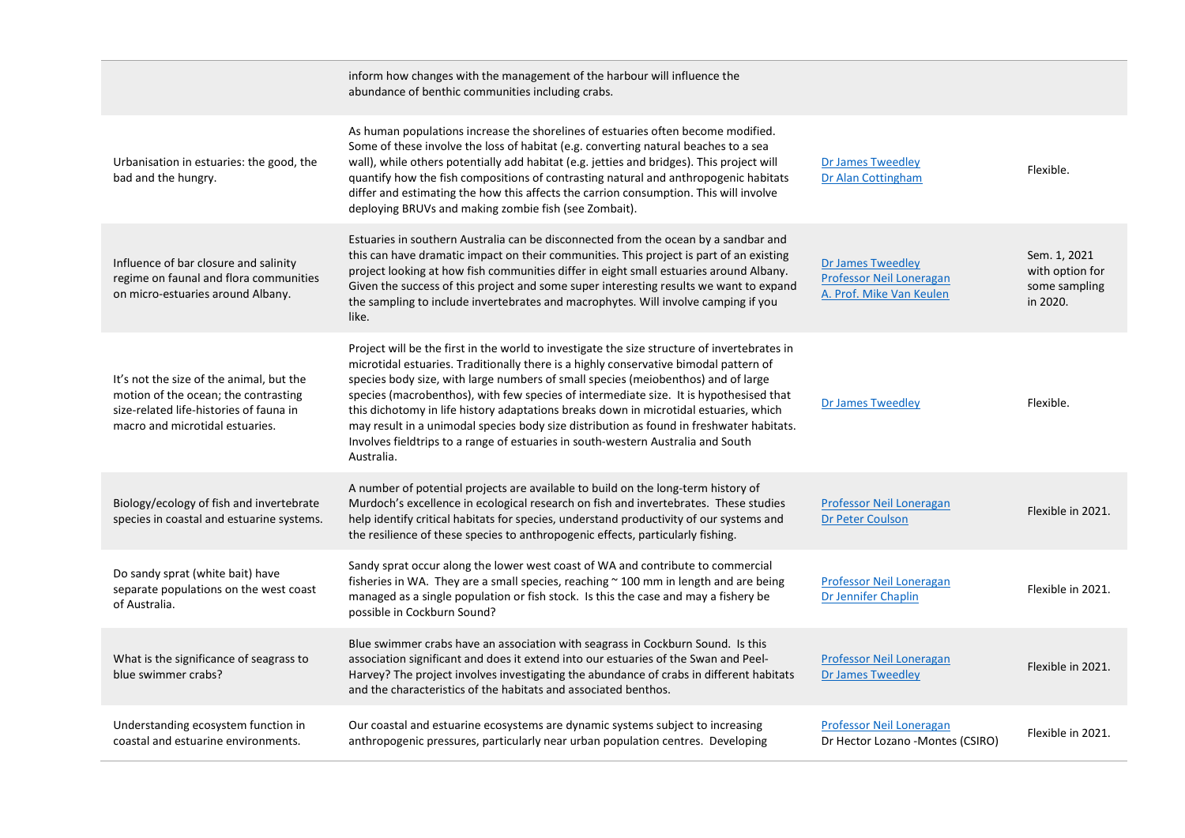| | | | |
|---|---|---|---|
| | inform how changes with the management of the harbour will influence the abundance of benthic communities including crabs. | | |
| Urbanisation in estuaries: the good, the bad and the hungry. | As human populations increase the shorelines of estuaries often become modified. Some of these involve the loss of habitat (e.g. converting natural beaches to a sea wall), while others potentially add habitat (e.g. jetties and bridges). This project will quantify how the fish compositions of contrasting natural and anthropogenic habitats differ and estimating the how this affects the carrion consumption. This will involve deploying BRUVs and making zombie fish (see Zombait). | Dr James Tweedley<br>Dr Alan Cottingham | Flexible. |
| Influence of bar closure and salinity regime on faunal and flora communities on micro-estuaries around Albany. | Estuaries in southern Australia can be disconnected from the ocean by a sandbar and this can have dramatic impact on their communities. This project is part of an existing project looking at how fish communities differ in eight small estuaries around Albany. Given the success of this project and some super interesting results we want to expand the sampling to include invertebrates and macrophytes. Will involve camping if you like. | Dr James Tweedley<br>Professor Neil Loneragan<br>A. Prof. Mike Van Keulen | Sem. 1, 2021 with option for some sampling in 2020. |
| It's not the size of the animal, but the motion of the ocean; the contrasting size-related life-histories of fauna in macro and microtidal estuaries. | Project will be the first in the world to investigate the size structure of invertebrates in microtidal estuaries. Traditionally there is a highly conservative bimodal pattern of species body size, with large numbers of small species (meiobenthos) and of large species (macrobenthos), with few species of intermediate size. It is hypothesised that this dichotomy in life history adaptations breaks down in microtidal estuaries, which may result in a unimodal species body size distribution as found in freshwater habitats. Involves fieldtrips to a range of estuaries in south-western Australia and South Australia. | Dr James Tweedley | Flexible. |
| Biology/ecology of fish and invertebrate species in coastal and estuarine systems. | A number of potential projects are available to build on the long-term history of Murdoch's excellence in ecological research on fish and invertebrates. These studies help identify critical habitats for species, understand productivity of our systems and the resilience of these species to anthropogenic effects, particularly fishing. | Professor Neil Loneragan<br>Dr Peter Coulson | Flexible in 2021. |
| Do sandy sprat (white bait) have separate populations on the west coast of Australia. | Sandy sprat occur along the lower west coast of WA and contribute to commercial fisheries in WA. They are a small species, reaching ~ 100 mm in length and are being managed as a single population or fish stock. Is this the case and may a fishery be possible in Cockburn Sound? | Professor Neil Loneragan<br>Dr Jennifer Chaplin | Flexible in 2021. |
| What is the significance of seagrass to blue swimmer crabs? | Blue swimmer crabs have an association with seagrass in Cockburn Sound. Is this association significant and does it extend into our estuaries of the Swan and Peel-Harvey? The project involves investigating the abundance of crabs in different habitats and the characteristics of the habitats and associated benthos. | Professor Neil Loneragan<br>Dr James Tweedley | Flexible in 2021. |
| Understanding ecosystem function in coastal and estuarine environments. | Our coastal and estuarine ecosystems are dynamic systems subject to increasing anthropogenic pressures, particularly near urban population centres. Developing | Professor Neil Loneragan<br>Dr Hector Lozano -Montes (CSIRO) | Flexible in 2021. |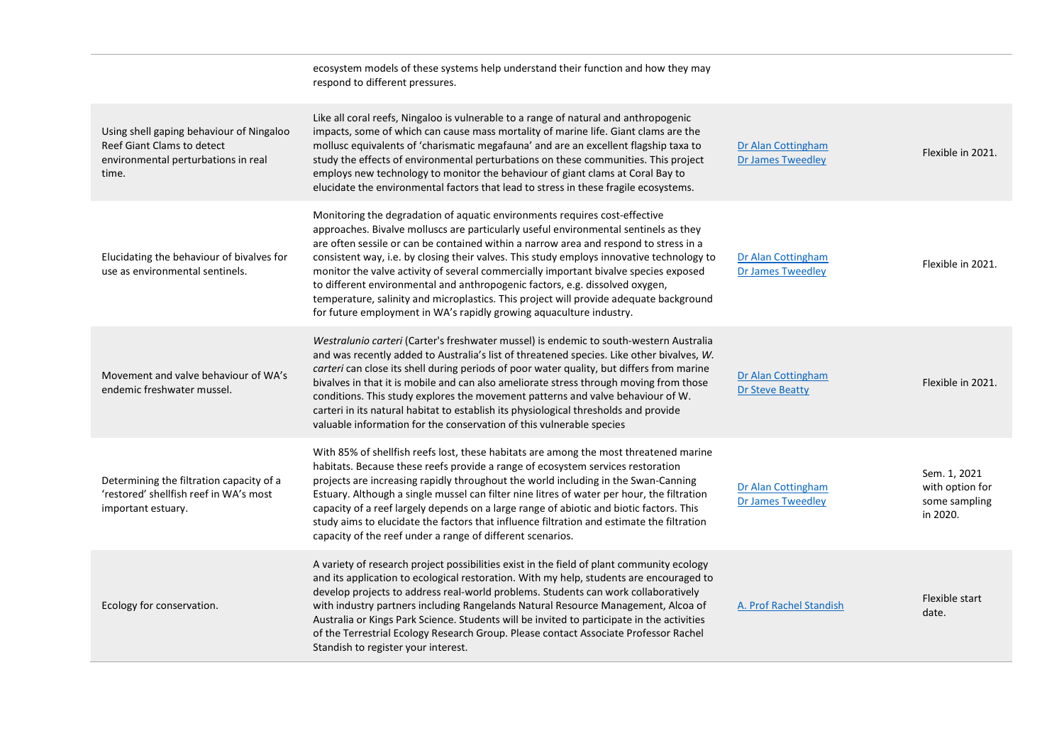| | | | |
|---|---|---|---|
| | ecosystem models of these systems help understand their function and how they may respond to different pressures. | | |
| Using shell gaping behaviour of Ningaloo Reef Giant Clams to detect environmental perturbations in real time. | Like all coral reefs, Ningaloo is vulnerable to a range of natural and anthropogenic impacts, some of which can cause mass mortality of marine life. Giant clams are the mollusc equivalents of 'charismatic megafauna' and are an excellent flagship taxa to study the effects of environmental perturbations on these communities. This project employs new technology to monitor the behaviour of giant clams at Coral Bay to elucidate the environmental factors that lead to stress in these fragile ecosystems. | Dr Alan Cottingham<br>Dr James Tweedley | Flexible in 2021. |
| Elucidating the behaviour of bivalves for use as environmental sentinels. | Monitoring the degradation of aquatic environments requires cost-effective approaches. Bivalve molluscs are particularly useful environmental sentinels as they are often sessile or can be contained within a narrow area and respond to stress in a consistent way, i.e. by closing their valves. This study employs innovative technology to monitor the valve activity of several commercially important bivalve species exposed to different environmental and anthropogenic factors, e.g. dissolved oxygen, temperature, salinity and microplastics. This project will provide adequate background for future employment in WA's rapidly growing aquaculture industry. | Dr Alan Cottingham<br>Dr James Tweedley | Flexible in 2021. |
| Movement and valve behaviour of WA's endemic freshwater mussel. | *Westralunio carteri* (Carter's freshwater mussel) is endemic to south-western Australia and was recently added to Australia's list of threatened species. Like other bivalves, *W. carteri* can close its shell during periods of poor water quality, but differs from marine bivalves in that it is mobile and can also ameliorate stress through moving from those conditions. This study explores the movement patterns and valve behaviour of W. carteri in its natural habitat to establish its physiological thresholds and provide valuable information for the conservation of this vulnerable species | Dr Alan Cottingham<br>Dr Steve Beatty | Flexible in 2021. |
| Determining the filtration capacity of a 'restored' shellfish reef in WA's most important estuary. | With 85% of shellfish reefs lost, these habitats are among the most threatened marine habitats. Because these reefs provide a range of ecosystem services restoration projects are increasing rapidly throughout the world including in the Swan-Canning Estuary. Although a single mussel can filter nine litres of water per hour, the filtration capacity of a reef largely depends on a large range of abiotic and biotic factors. This study aims to elucidate the factors that influence filtration and estimate the filtration capacity of the reef under a range of different scenarios. | Dr Alan Cottingham<br>Dr James Tweedley | Sem. 1, 2021 with option for some sampling in 2020. |
| Ecology for conservation. | A variety of research project possibilities exist in the field of plant community ecology and its application to ecological restoration. With my help, students are encouraged to develop projects to address real-world problems. Students can work collaboratively with industry partners including Rangelands Natural Resource Management, Alcoa of Australia or Kings Park Science. Students will be invited to participate in the activities of the Terrestrial Ecology Research Group. Please contact Associate Professor Rachel Standish to register your interest. | A. Prof Rachel Standish | Flexible start date. |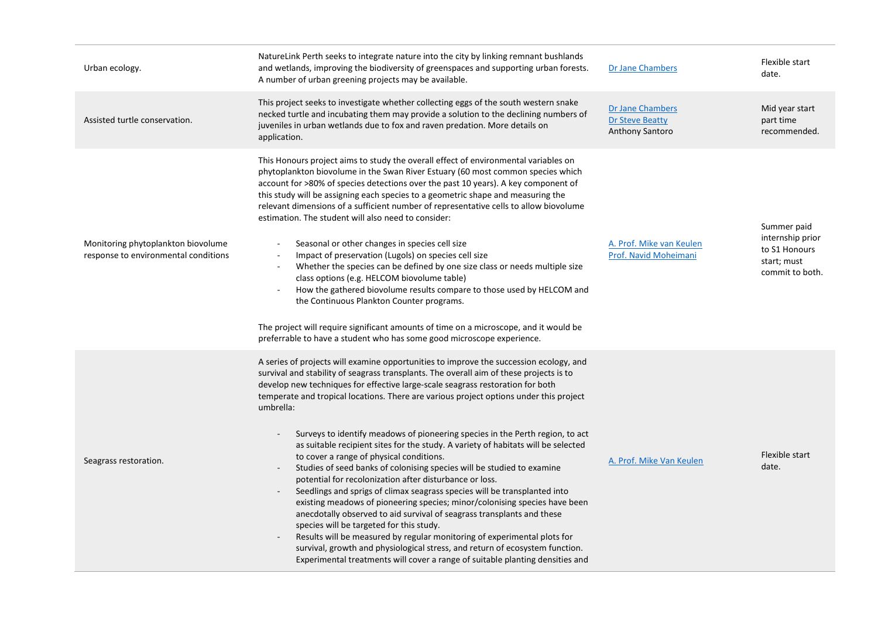| | | | |
|---|---|---|---|
| Urban ecology. | NatureLink Perth seeks to integrate nature into the city by linking remnant bushlands and wetlands, improving the biodiversity of greenspaces and supporting urban forests. A number of urban greening projects may be available. | Dr Jane Chambers | Flexible start date. |
| Assisted turtle conservation. | This project seeks to investigate whether collecting eggs of the south western snake necked turtle and incubating them may provide a solution to the declining numbers of juveniles in urban wetlands due to fox and raven predation. More details on application. | Dr Jane Chambers<br>Dr Steve Beatty<br>Anthony Santoro | Mid year start part time recommended. |
| Monitoring phytoplankton biovolume response to environmental conditions | This Honours project aims to study the overall effect of environmental variables on phytoplankton biovolume in the Swan River Estuary (60 most common species which account for >80% of species detections over the past 10 years). A key component of this study will be assigning each species to a geometric shape and measuring the relevant dimensions of a sufficient number of representative cells to allow biovolume estimation. The student will also need to consider:<br><br>- Seasonal or other changes in species cell size<br>- Impact of preservation (Lugols) on species cell size<br>- Whether the species can be defined by one size class or needs multiple size class options (e.g. HELCOM biovolume table)<br>- How the gathered biovolume results compare to those used by HELCOM and the Continuous Plankton Counter programs.<br><br>The project will require significant amounts of time on a microscope, and it would be preferrable to have a student who has some good microscope experience. | A. Prof. Mike van Keulen<br>Prof. Navid Moheimani | Summer paid internship prior to S1 Honours start; must commit to both. |
| Seagrass restoration. | A series of projects will examine opportunities to improve the succession ecology, and survival and stability of seagrass transplants. The overall aim of these projects is to develop new techniques for effective large-scale seagrass restoration for both temperate and tropical locations. There are various project options under this project umbrella:<br><br>- Surveys to identify meadows of pioneering species in the Perth region, to act as suitable recipient sites for the study. A variety of habitats will be selected to cover a range of physical conditions.<br>- Studies of seed banks of colonising species will be studied to examine potential for recolonization after disturbance or loss.<br>- Seedlings and sprigs of climax seagrass species will be transplanted into existing meadows of pioneering species; minor/colonising species have been anecdotally observed to aid survival of seagrass transplants and these species will be targeted for this study.<br>- Results will be measured by regular monitoring of experimental plots for survival, growth and physiological stress, and return of ecosystem function. Experimental treatments will cover a range of suitable planting densities and | A. Prof. Mike Van Keulen | Flexible start date. |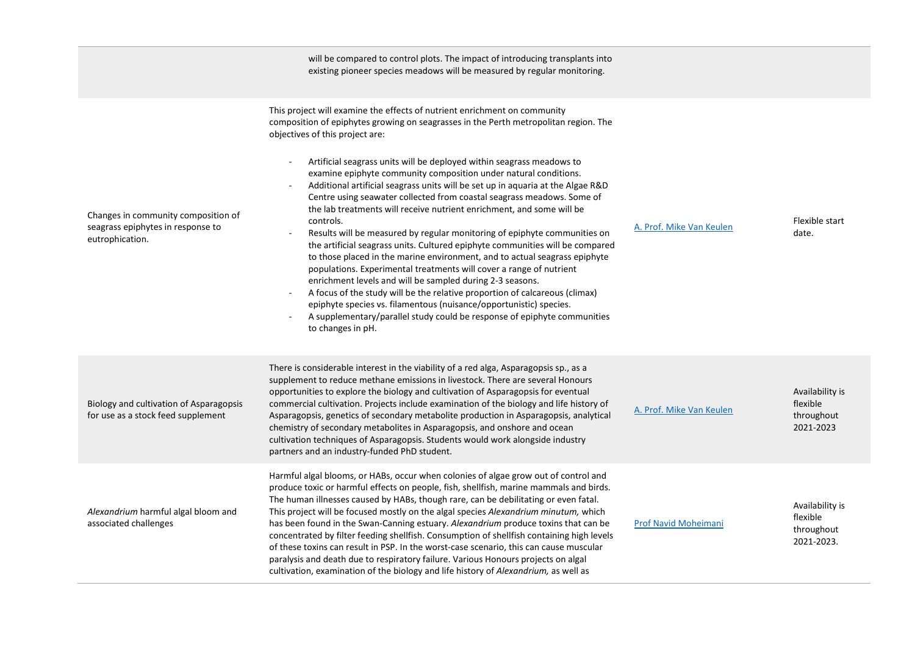| | | | |
|---|---|---|---|
| | will be compared to control plots. The impact of introducing transplants into existing pioneer species meadows will be measured by regular monitoring. | | |
| Changes in community composition of seagrass epiphytes in response to eutrophication. | This project will examine the effects of nutrient enrichment on community composition of epiphytes growing on seagrasses in the Perth metropolitan region. The objectives of this project are:<br><br>- Artificial seagrass units will be deployed within seagrass meadows to examine epiphyte community composition under natural conditions.<br>- Additional artificial seagrass units will be set up in aquaria at the Algae R&D Centre using seawater collected from coastal seagrass meadows. Some of the lab treatments will receive nutrient enrichment, and some will be controls.<br>- Results will be measured by regular monitoring of epiphyte communities on the artificial seagrass units. Cultured epiphyte communities will be compared to those placed in the marine environment, and to actual seagrass epiphyte populations. Experimental treatments will cover a range of nutrient enrichment levels and will be sampled during 2-3 seasons.<br>- A focus of the study will be the relative proportion of calcareous (climax) epiphyte species vs. filamentous (nuisance/opportunistic) species.<br>- A supplementary/parallel study could be response of epiphyte communities to changes in pH. | A. Prof. Mike Van Keulen | Flexible start date. |
| Biology and cultivation of Asparagopsis for use as a stock feed supplement | There is considerable interest in the viability of a red alga, Asparagopsis sp., as a supplement to reduce methane emissions in livestock. There are several Honours opportunities to explore the biology and cultivation of Asparagopsis for eventual commercial cultivation. Projects include examination of the biology and life history of Asparagopsis, genetics of secondary metabolite production in Asparagopsis, analytical chemistry of secondary metabolites in Asparagopsis, and onshore and ocean cultivation techniques of Asparagopsis. Students would work alongside industry partners and an industry-funded PhD student. | A. Prof. Mike Van Keulen | Availability is flexible throughout 2021-2023 |
| *Alexandrium* harmful algal bloom and associated challenges | Harmful algal blooms, or HABs, occur when colonies of algae grow out of control and produce toxic or harmful effects on people, fish, shellfish, marine mammals and birds. The human illnesses caused by HABs, though rare, can be debilitating or even fatal. This project will be focused mostly on the algal species *Alexandrium minutum,* which has been found in the Swan-Canning estuary. *Alexandrium* produce toxins that can be concentrated by filter feeding shellfish. Consumption of shellfish containing high levels of these toxins can result in PSP. In the worst-case scenario, this can cause muscular paralysis and death due to respiratory failure. Various Honours projects on algal cultivation, examination of the biology and life history of *Alexandrium,* as well as | Prof Navid Moheimani | Availability is flexible throughout 2021-2023. |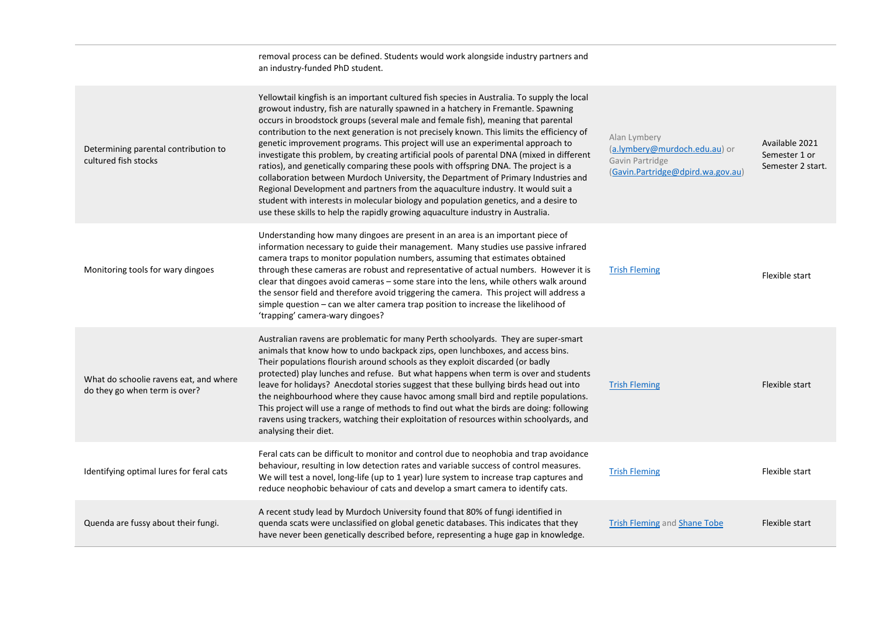| | | | |
|---|---|---|---|
| | removal process can be defined. Students would work alongside industry partners and an industry-funded PhD student. | | |
| Determining parental contribution to cultured fish stocks | Yellowtail kingfish is an important cultured fish species in Australia. To supply the local growout industry, fish are naturally spawned in a hatchery in Fremantle. Spawning occurs in broodstock groups (several male and female fish), meaning that parental contribution to the next generation is not precisely known. This limits the efficiency of genetic improvement programs. This project will use an experimental approach to investigate this problem, by creating artificial pools of parental DNA (mixed in different ratios), and genetically comparing these pools with offspring DNA. The project is a collaboration between Murdoch University, the Department of Primary Industries and Regional Development and partners from the aquaculture industry. It would suit a student with interests in molecular biology and population genetics, and a desire to use these skills to help the rapidly growing aquaculture industry in Australia. | Alan Lymbery (a.lymbery@murdoch.edu.au) or Gavin Partridge (Gavin.Partridge@dpird.wa.gov.au) | Available 2021 Semester 1 or Semester 2 start. |
| Monitoring tools for wary dingoes | Understanding how many dingoes are present in an area is an important piece of information necessary to guide their management. Many studies use passive infrared camera traps to monitor population numbers, assuming that estimates obtained through these cameras are robust and representative of actual numbers. However it is clear that dingoes avoid cameras – some stare into the lens, while others walk around the sensor field and therefore avoid triggering the camera. This project will address a simple question – can we alter camera trap position to increase the likelihood of 'trapping' camera-wary dingoes? | Trish Fleming | Flexible start |
| What do schoolie ravens eat, and where do they go when term is over? | Australian ravens are problematic for many Perth schoolyards. They are super-smart animals that know how to undo backpack zips, open lunchboxes, and access bins. Their populations flourish around schools as they exploit discarded (or badly protected) play lunches and refuse. But what happens when term is over and students leave for holidays? Anecdotal stories suggest that these bullying birds head out into the neighbourhood where they cause havoc among small bird and reptile populations. This project will use a range of methods to find out what the birds are doing: following ravens using trackers, watching their exploitation of resources within schoolyards, and analysing their diet. | Trish Fleming | Flexible start |
| Identifying optimal lures for feral cats | Feral cats can be difficult to monitor and control due to neophobia and trap avoidance behaviour, resulting in low detection rates and variable success of control measures. We will test a novel, long-life (up to 1 year) lure system to increase trap captures and reduce neophobic behaviour of cats and develop a smart camera to identify cats. | Trish Fleming | Flexible start |
| Quenda are fussy about their fungi. | A recent study lead by Murdoch University found that 80% of fungi identified in quenda scats were unclassified on global genetic databases. This indicates that they have never been genetically described before, representing a huge gap in knowledge. | Trish Fleming and Shane Tobe | Flexible start |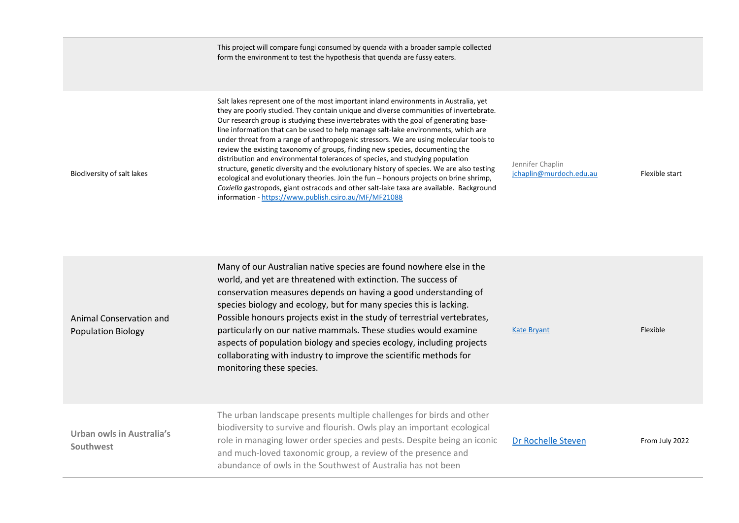| | | | |
|---|---|---|---|
| | This project will compare fungi consumed by quenda with a broader sample collected form the environment to test the hypothesis that quenda are fussy eaters. | | |
| Biodiversity of salt lakes | Salt lakes represent one of the most important inland environments in Australia, yet they are poorly studied. They contain unique and diverse communities of invertebrate. Our research group is studying these invertebrates with the goal of generating base-line information that can be used to help manage salt-lake environments, which are under threat from a range of anthropogenic stressors. We are using molecular tools to review the existing taxonomy of groups, finding new species, documenting the distribution and environmental tolerances of species, and studying population structure, genetic diversity and the evolutionary history of species. We are also testing ecological and evolutionary theories. Join the fun – honours projects on brine shrimp, *Coxiella* gastropods, giant ostracods and other salt-lake taxa are available. Background information - https://www.publish.csiro.au/MF/MF21088 | Jennifer Chaplin jchaplin@murdoch.edu.au | Flexible start |
| Animal Conservation and Population Biology | Many of our Australian native species are found nowhere else in the world, and yet are threatened with extinction. The success of conservation measures depends on having a good understanding of species biology and ecology, but for many species this is lacking. Possible honours projects exist in the study of terrestrial vertebrates, particularly on our native mammals. These studies would examine aspects of population biology and species ecology, including projects collaborating with industry to improve the scientific methods for monitoring these species. | Kate Bryant | Flexible |
| **Urban owls in Australia's Southwest** | The urban landscape presents multiple challenges for birds and other biodiversity to survive and flourish. Owls play an important ecological role in managing lower order species and pests. Despite being an iconic and much-loved taxonomic group, a review of the presence and abundance of owls in the Southwest of Australia has not been | Dr Rochelle Steven | From July 2022 |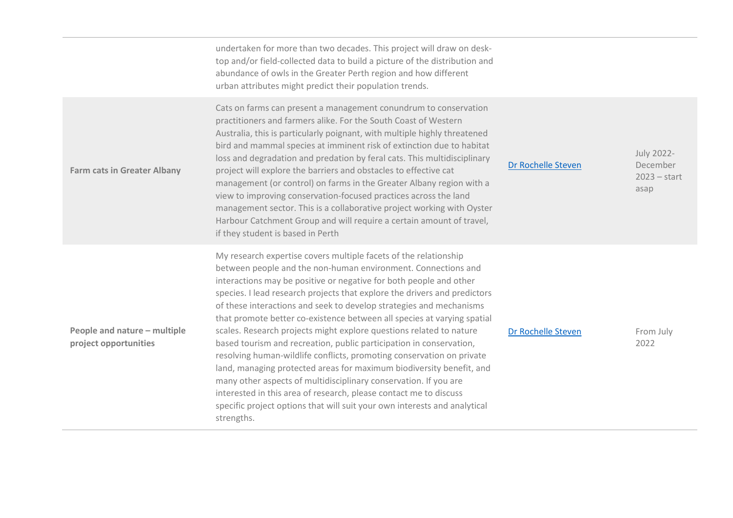| | | | |
|---|---|---|---|
| | undertaken for more than two decades. This project will draw on desk-top and/or field-collected data to build a picture of the distribution and abundance of owls in the Greater Perth region and how different urban attributes might predict their population trends. | | |
| **Farm cats in Greater Albany** | Cats on farms can present a management conundrum to conservation practitioners and farmers alike. For the South Coast of Western Australia, this is particularly poignant, with multiple highly threatened bird and mammal species at imminent risk of extinction due to habitat loss and degradation and predation by feral cats. This multidisciplinary project will explore the barriers and obstacles to effective cat management (or control) on farms in the Greater Albany region with a view to improving conservation-focused practices across the land management sector. This is a collaborative project working with Oyster Harbour Catchment Group and will require a certain amount of travel, if they student is based in Perth | Dr Rochelle Steven | July 2022-December 2023 – start asap |
| **People and nature – multiple project opportunities** | My research expertise covers multiple facets of the relationship between people and the non-human environment. Connections and interactions may be positive or negative for both people and other species. I lead research projects that explore the drivers and predictors of these interactions and seek to develop strategies and mechanisms that promote better co-existence between all species at varying spatial scales. Research projects might explore questions related to nature based tourism and recreation, public participation in conservation, resolving human-wildlife conflicts, promoting conservation on private land, managing protected areas for maximum biodiversity benefit, and many other aspects of multidisciplinary conservation. If you are interested in this area of research, please contact me to discuss specific project options that will suit your own interests and analytical strengths. | Dr Rochelle Steven | From July 2022 |